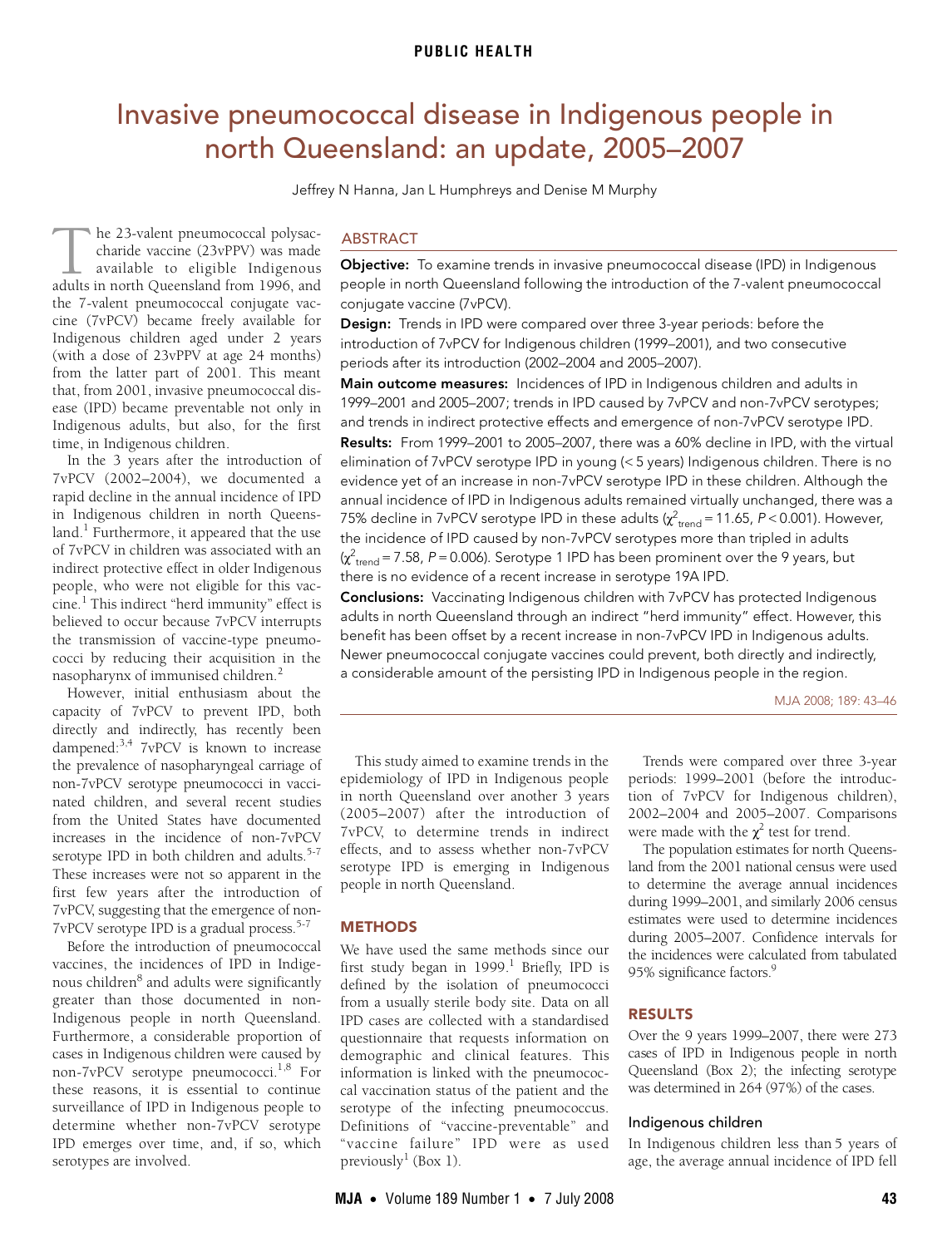PUBLIC HEALTH

# Invasive pneumococcal disease in Indigenous people in north Queensland: an update, 2005–2007

Jeffrey N Hanna, Jan L Humphreys and Denise M Murphy

## ABSTRACT

**Objective:** To examine trends in invasive pneumococcal disease (IPD) in Indigenous people in north Queensland following the introduction of the 7-valent pneumococcal conjugate vaccine (7vPCV).

**Design:** Trends in IPD were compared over three 3-year periods: before the introduction of 7vPCV for Indigenous children (1999–2001), and two consecutive periods after its introduction (2002–2004 and 2005–2007).

**Main outcome measures:** Incidences of IPD in Indigenous children and adults in 1999–2001 and 2005–2007; trends in IPD caused by 7vPCV and non-7vPCV serotypes; and trends in indirect protective effects and emergence of non-7vPCV serotype IPD.

**Results:** From 1999–2001 to 2005–2007, there was a 60% decline in IPD, with the virtual elimination of 7vPCV serotype IPD in young (< 5 years) Indigenous children. There is no evidence yet of an increase in non-7vPCV serotype IPD in these children. Although the annual incidence of IPD in Indigenous adults remained virtually unchanged, there was a 75% decline in 7vPCV serotype IPD in these adults ($\chi^2_{trend} = 11.65$, $P < 0.001$). However, the incidence of IPD caused by non-7vPCV serotypes more than tripled in adults ($\chi^2_{trend} = 7.58$, $P = 0.006$). Serotype 1 IPD has been prominent over the 9 years, but there is no evidence of a recent increase in serotype 19A IPD.

**Conclusions:** Vaccinating Indigenous children with 7vPCV has protected Indigenous adults in north Queensland through an indirect "herd immunity" effect. However, this benefit has been offset by a recent increase in non-7vPCV IPD in Indigenous adults. Newer pneumococcal conjugate vaccines could prevent, both directly and indirectly, a considerable amount of the persisting IPD in Indigenous people in the region.

MJA 2008; 189: 43–46

The 23-valent pneumococcal polysaccharide vaccine (23vPPV) was made available to eligible Indigenous adults in north Queensland from 1996, and the 7-valent pneumococcal conjugate vaccine (7vPCV) became freely available for Indigenous children aged under 2 years (with a dose of 23vPPV at age 24 months) from the latter part of 2001. This meant that, from 2001, invasive pneumococcal disease (IPD) became preventable not only in Indigenous adults, but also, for the first time, in Indigenous children.

In the 3 years after the introduction of 7vPCV (2002–2004), we documented a rapid decline in the annual incidence of IPD in Indigenous children in north Queensland.[1] Furthermore, it appeared that the use of 7vPCV in children was associated with an indirect protective effect in older Indigenous people, who were not eligible for this vaccine.[1] This indirect "herd immunity" effect is believed to occur because 7vPCV interrupts the transmission of vaccine-type pneumococci by reducing their acquisition in the nasopharynx of immunised children.[2]

However, initial enthusiasm about the capacity of 7vPCV to prevent IPD, both directly and indirectly, has recently been dampened:[3,4] 7vPCV is known to increase the prevalence of nasopharyngeal carriage of non-7vPCV serotype pneumococci in vaccinated children, and several recent studies from the United States have documented increases in the incidence of non-7vPCV serotype IPD in both children and adults.[5-7] These increases were not so apparent in the first few years after the introduction of 7vPCV, suggesting that the emergence of non-7vPCV serotype IPD is a gradual process.[5-7]

Before the introduction of pneumococcal vaccines, the incidences of IPD in Indigenous children[8] and adults were significantly greater than those documented in non-Indigenous people in north Queensland. Furthermore, a considerable proportion of cases in Indigenous children were caused by non-7vPCV serotype pneumococci.[1,8] For these reasons, it is essential to continue surveillance of IPD in Indigenous people to determine whether non-7vPCV serotype IPD emerges over time, and, if so, which serotypes are involved.

This study aimed to examine trends in the epidemiology of IPD in Indigenous people in north Queensland over another 3 years (2005–2007) after the introduction of 7vPCV, to determine trends in indirect effects, and to assess whether non-7vPCV serotype IPD is emerging in Indigenous people in north Queensland.

## METHODS

We have used the same methods since our first study began in 1999.[1] Briefly, IPD is defined by the isolation of pneumococci from a usually sterile body site. Data on all IPD cases are collected with a standardised questionnaire that requests information on demographic and clinical features. This information is linked with the pneumococcal vaccination status of the patient and the serotype of the infecting pneumococcus. Definitions of "vaccine-preventable" and "vaccine failure" IPD were as used previously[1] (Box 1).

Trends were compared over three 3-year periods: 1999–2001 (before the introduction of 7vPCV for Indigenous children), 2002–2004 and 2005–2007. Comparisons were made with the $\chi^2$ test for trend.

The population estimates for north Queensland from the 2001 national census were used to determine the average annual incidences during 1999–2001, and similarly 2006 census estimates were used to determine incidences during 2005–2007. Confidence intervals for the incidences were calculated from tabulated 95% significance factors.[9]

## RESULTS

Over the 9 years 1999–2007, there were 273 cases of IPD in Indigenous people in north Queensland (Box 2); the infecting serotype was determined in 264 (97%) of the cases.

### Indigenous children

In Indigenous children less than 5 years of age, the average annual incidence of IPD fell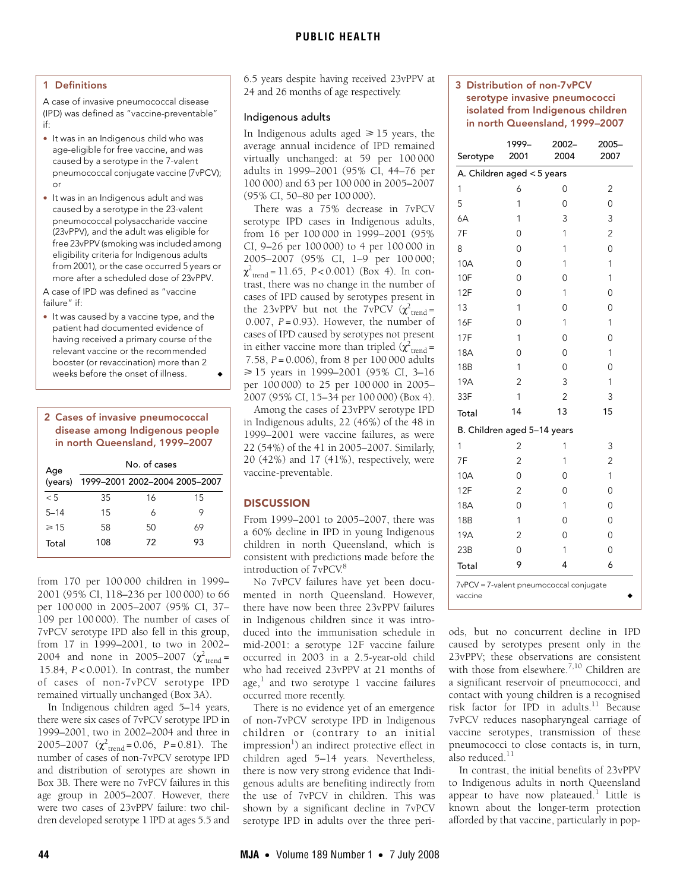### 1 Definitions

A case of invasive pneumococcal disease (IPD) was defined as "vaccine-preventable" if:

- It was in an Indigenous child who was age-eligible for free vaccine, and was caused by a serotype in the 7-valent pneumococcal conjugate vaccine (7vPCV); or
- It was in an Indigenous adult and was caused by a serotype in the 23-valent pneumococcal polysaccharide vaccine (23vPPV), and the adult was eligible for free 23vPPV (smoking was included among eligibility criteria for Indigenous adults from 2001), or the case occurred 5 years or more after a scheduled dose of 23vPPV.

A case of IPD was defined as "vaccine failure" if:

- It was caused by a vaccine type, and the patient had documented evidence of having received a primary course of the relevant vaccine or the recommended booster (or revaccination) more than 2 weeks before the onset of illness. ◆

### 2 Cases of invasive pneumococcal disease among Indigenous people in north Queensland, 1999–2007

| Age (years) | No. of cases | | |
|---|---|---|---|
| | 1999–2001 | 2002–2004 | 2005–2007 |
| < 5 | 35 | 16 | 15 |
| 5–14 | 15 | 6 | 9 |
| ≥ 15 | 58 | 50 | 69 |
| Total | 108 | 72 | 93 |

from 170 per 100 000 children in 1999–2001 (95% CI, 118–236 per 100 000) to 66 per 100 000 in 2005–2007 (95% CI, 37–109 per 100 000). The number of cases of 7vPCV serotype IPD also fell in this group, from 17 in 1999–2001, to two in 2002–2004 and none in 2005–2007 ($\chi^2_{trend}$ = 15.84, $P$ < 0.001). In contrast, the number of cases of non-7vPCV serotype IPD remained virtually unchanged (Box 3A).

In Indigenous children aged 5–14 years, there were six cases of 7vPCV serotype IPD in 1999–2001, two in 2002–2004 and three in 2005–2007 ($\chi^2_{trend}$ = 0.06, $P$ = 0.81). The number of cases of non-7vPCV serotype IPD and distribution of serotypes are shown in Box 3B. There were no 7vPCV failures in this age group in 2005–2007. However, there were two cases of 23vPPV failure: two children developed serotype 1 IPD at ages 5.5 and 6.5 years despite having received 23vPPV at 24 and 26 months of age respectively.

## Indigenous adults

In Indigenous adults aged ≥ 15 years, the average annual incidence of IPD remained virtually unchanged: at 59 per 100 000 adults in 1999–2001 (95% CI, 44–76 per 100 000) and 63 per 100 000 in 2005–2007 (95% CI, 50–80 per 100 000).

There was a 75% decrease in 7vPCV serotype IPD cases in Indigenous adults, from 16 per 100 000 in 1999–2001 (95% CI, 9–26 per 100 000) to 4 per 100 000 in 2005–2007 (95% CI, 1–9 per 100 000; $\chi^2_{trend}$ = 11.65, $P$ < 0.001) (Box 4). In contrast, there was no change in the number of cases of IPD caused by serotypes present in the 23vPPV but not the 7vPCV ($\chi^2_{trend}$ = 0.007, $P$ = 0.93). However, the number of cases of IPD caused by serotypes not present in either vaccine more than tripled ($\chi^2_{trend}$ = 7.58, $P$ = 0.006), from 8 per 100 000 adults ≥ 15 years in 1999–2001 (95% CI, 3–16 per 100 000) to 25 per 100 000 in 2005–2007 (95% CI, 15–34 per 100 000) (Box 4).

Among the cases of 23vPPV serotype IPD in Indigenous adults, 22 (46%) of the 48 in 1999–2001 were vaccine failures, as were 22 (54%) of the 41 in 2005–2007. Similarly, 20 (42%) and 17 (41%), respectively, were vaccine-preventable.

## DISCUSSION

From 1999–2001 to 2005–2007, there was a 60% decline in IPD in young Indigenous children in north Queensland, which is consistent with predictions made before the introduction of 7vPCV.[8]

No 7vPCV failures have yet been documented in north Queensland. However, there have now been three 23vPPV failures in Indigenous children since it was introduced into the immunisation schedule in mid-2001: a serotype 12F vaccine failure occurred in 2003 in a 2.5-year-old child who had received 23vPPV at 21 months of age,[1] and two serotype 1 vaccine failures occurred more recently.

There is no evidence yet of an emergence of non-7vPCV serotype IPD in Indigenous children or (contrary to an initial impression[1]) an indirect protective effect in children aged 5–14 years. Nevertheless, there is now very strong evidence that Indigenous adults are benefiting indirectly from the use of 7vPCV in children. This was shown by a significant decline in 7vPCV serotype IPD in adults over the three periods, but no concurrent decline in IPD caused by serotypes present only in the 23vPPV; these observations are consistent with those from elsewhere.[7,10] Children are a significant reservoir of pneumococci, and contact with young children is a recognised risk factor for IPD in adults.[11] Because 7vPCV reduces nasopharyngeal carriage of vaccine serotypes, transmission of these pneumococci to close contacts is, in turn, also reduced.[11]

In contrast, the initial benefits of 23vPPV to Indigenous adults in north Queensland appear to have now plateaued.[1] Little is known about the longer-term protection afforded by that vaccine, particularly in pop-

### 3 Distribution of non-7vPCV serotype invasive pneumococci isolated from Indigenous children in north Queensland, 1999–2007

| Serotype | 1999–2001 | 2002–2004 | 2005–2007 |
|---|---|---|---|
| **A. Children aged < 5 years** | | | |
| 1 | 6 | 0 | 2 |
| 5 | 1 | 0 | 0 |
| 6A | 1 | 3 | 3 |
| 7F | 0 | 1 | 2 |
| 8 | 0 | 1 | 0 |
| 10A | 0 | 1 | 1 |
| 10F | 0 | 0 | 1 |
| 12F | 0 | 1 | 0 |
| 13 | 1 | 0 | 0 |
| 16F | 0 | 1 | 1 |
| 17F | 1 | 0 | 0 |
| 18A | 0 | 0 | 1 |
| 18B | 1 | 0 | 0 |
| 19A | 2 | 3 | 1 |
| 33F | 1 | 2 | 3 |
| Total | 14 | 13 | 15 |
| **B. Children aged 5–14 years** | | | |
| 1 | 2 | 1 | 3 |
| 7F | 2 | 1 | 2 |
| 10A | 0 | 0 | 1 |
| 12F | 2 | 0 | 0 |
| 18A | 0 | 1 | 0 |
| 18B | 1 | 0 | 0 |
| 19A | 2 | 0 | 0 |
| 23B | 0 | 1 | 0 |
| Total | 9 | 4 | 6 |

7vPCV = 7-valent pneumococcal conjugate vaccine ◆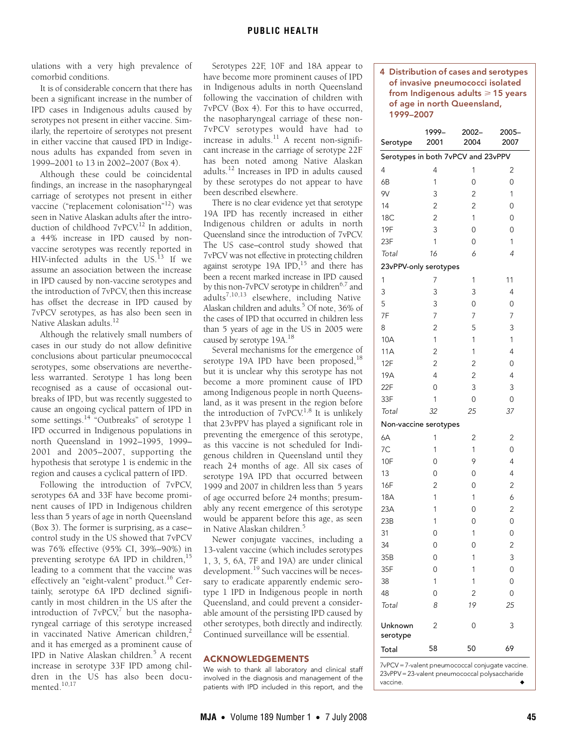ulations with a very high prevalence of comorbid conditions.

It is of considerable concern that there has been a significant increase in the number of IPD cases in Indigenous adults caused by serotypes not present in either vaccine. Similarly, the repertoire of serotypes not present in either vaccine that caused IPD in Indigenous adults has expanded from seven in 1999–2001 to 13 in 2002–2007 (Box 4).

Although these could be coincidental findings, an increase in the nasopharyngeal carriage of serotypes not present in either vaccine ("replacement colonisation"[12]) was seen in Native Alaskan adults after the introduction of childhood 7vPCV.[12] In addition, a 44% increase in IPD caused by non-vaccine serotypes was recently reported in HIV-infected adults in the US.[13] If we assume an association between the increase in IPD caused by non-vaccine serotypes and the introduction of 7vPCV, then this increase has offset the decrease in IPD caused by 7vPCV serotypes, as has also been seen in Native Alaskan adults.[12]

Although the relatively small numbers of cases in our study do not allow definitive conclusions about particular pneumococcal serotypes, some observations are nevertheless warranted. Serotype 1 has long been recognised as a cause of occasional outbreaks of IPD, but was recently suggested to cause an ongoing cyclical pattern of IPD in some settings.[14] "Outbreaks" of serotype 1 IPD occurred in Indigenous populations in north Queensland in 1992–1995, 1999–2001 and 2005–2007, supporting the hypothesis that serotype 1 is endemic in the region and causes a cyclical pattern of IPD.

Following the introduction of 7vPCV, serotypes 6A and 33F have become prominent causes of IPD in Indigenous children less than 5 years of age in north Queensland (Box 3). The former is surprising, as a case–control study in the US showed that 7vPCV was 76% effective (95% CI, 39%–90%) in preventing serotype 6A IPD in children,[15] leading to a comment that the vaccine was effectively an "eight-valent" product.[16] Certainly, serotype 6A IPD declined significantly in most children in the US after the introduction of 7vPCV,[7] but the nasopharyngeal carriage of this serotype increased in vaccinated Native American children,[2] and it has emerged as a prominent cause of IPD in Native Alaskan children.[5] A recent increase in serotype 33F IPD among children in the US has also been documented.[10,17]

Serotypes 22F, 10F and 18A appear to have become more prominent causes of IPD in Indigenous adults in north Queensland following the vaccination of children with 7vPCV (Box 4). For this to have occurred, the nasopharyngeal carriage of these non-7vPCV serotypes would have had to increase in adults.[11] A recent non-significant increase in the carriage of serotype 22F has been noted among Native Alaskan adults.[12] Increases in IPD in adults caused by these serotypes do not appear to have been described elsewhere.

There is no clear evidence yet that serotype 19A IPD has recently increased in either Indigenous children or adults in north Queensland since the introduction of 7vPCV. The US case–control study showed that 7vPCV was not effective in protecting children against serotype 19A IPD,[15] and there has been a recent marked increase in IPD caused by this non-7vPCV serotype in children[6,7] and adults[7,10,13] elsewhere, including Native Alaskan children and adults.[5] Of note, 36% of the cases of IPD that occurred in children less than 5 years of age in the US in 2005 were caused by serotype 19A.[18]

Several mechanisms for the emergence of serotype 19A IPD have been proposed,[18] but it is unclear why this serotype has not become a more prominent cause of IPD among Indigenous people in north Queensland, as it was present in the region before the introduction of 7vPCV.[1,8] It is unlikely that 23vPPV has played a significant role in preventing the emergence of this serotype, as this vaccine is not scheduled for Indigenous children in Queensland until they reach 24 months of age. All six cases of serotype 19A IPD that occurred between 1999 and 2007 in children less than 5 years of age occurred before 24 months; presumably any recent emergence of this serotype would be apparent before this age, as seen in Native Alaskan children.[5]

Newer conjugate vaccines, including a 13-valent vaccine (which includes serotypes 1, 3, 5, 6A, 7F and 19A) are under clinical development.[19] Such vaccines will be necessary to eradicate apparently endemic serotype 1 IPD in Indigenous people in north Queensland, and could prevent a considerable amount of the persisting IPD caused by other serotypes, both directly and indirectly. Continued surveillance will be essential.

## ACKNOWLEDGEMENTS

We wish to thank all laboratory and clinical staff involved in the diagnosis and management of the patients with IPD included in this report, and the

**4 Distribution of cases and serotypes of invasive pneumococci isolated from Indigenous adults ≥ 15 years of age in north Queensland, 1999–2007**

| Serotype | 1999–2001 | 2002–2004 | 2005–2007 |
|---|---|---|---|
| **Serotypes in both 7vPCV and 23vPPV** | | | |
| 4 | 4 | 1 | 2 |
| 6B | 1 | 0 | 0 |
| 9V | 3 | 2 | 1 |
| 14 | 2 | 2 | 0 |
| 18C | 2 | 1 | 0 |
| 19F | 3 | 0 | 0 |
| 23F | 1 | 0 | 1 |
| *Total* | *16* | *6* | *4* |
| **23vPPV-only serotypes** | | | |
| 1 | 7 | 1 | 11 |
| 3 | 3 | 3 | 4 |
| 5 | 3 | 0 | 0 |
| 7F | 7 | 7 | 7 |
| 8 | 2 | 5 | 3 |
| 10A | 1 | 1 | 1 |
| 11A | 2 | 1 | 4 |
| 12F | 2 | 2 | 0 |
| 19A | 4 | 2 | 4 |
| 22F | 0 | 3 | 3 |
| 33F | 1 | 0 | 0 |
| *Total* | *32* | *25* | *37* |
| **Non-vaccine serotypes** | | | |
| 6A | 1 | 2 | 2 |
| 7C | 1 | 1 | 0 |
| 10F | 0 | 9 | 4 |
| 13 | 0 | 0 | 4 |
| 16F | 2 | 0 | 2 |
| 18A | 1 | 1 | 6 |
| 23A | 1 | 0 | 2 |
| 23B | 1 | 0 | 0 |
| 31 | 0 | 1 | 0 |
| 34 | 0 | 0 | 2 |
| 35B | 0 | 1 | 3 |
| 35F | 0 | 1 | 0 |
| 38 | 1 | 1 | 0 |
| 48 | 0 | 2 | 0 |
| *Total* | *8* | *19* | *25* |
| Unknown serotype | 2 | 0 | 3 |
| Total | 58 | 50 | 69 |

7vPCV = 7-valent pneumococcal conjugate vaccine. 23vPPV = 23-valent pneumococcal polysaccharide vaccine. ◆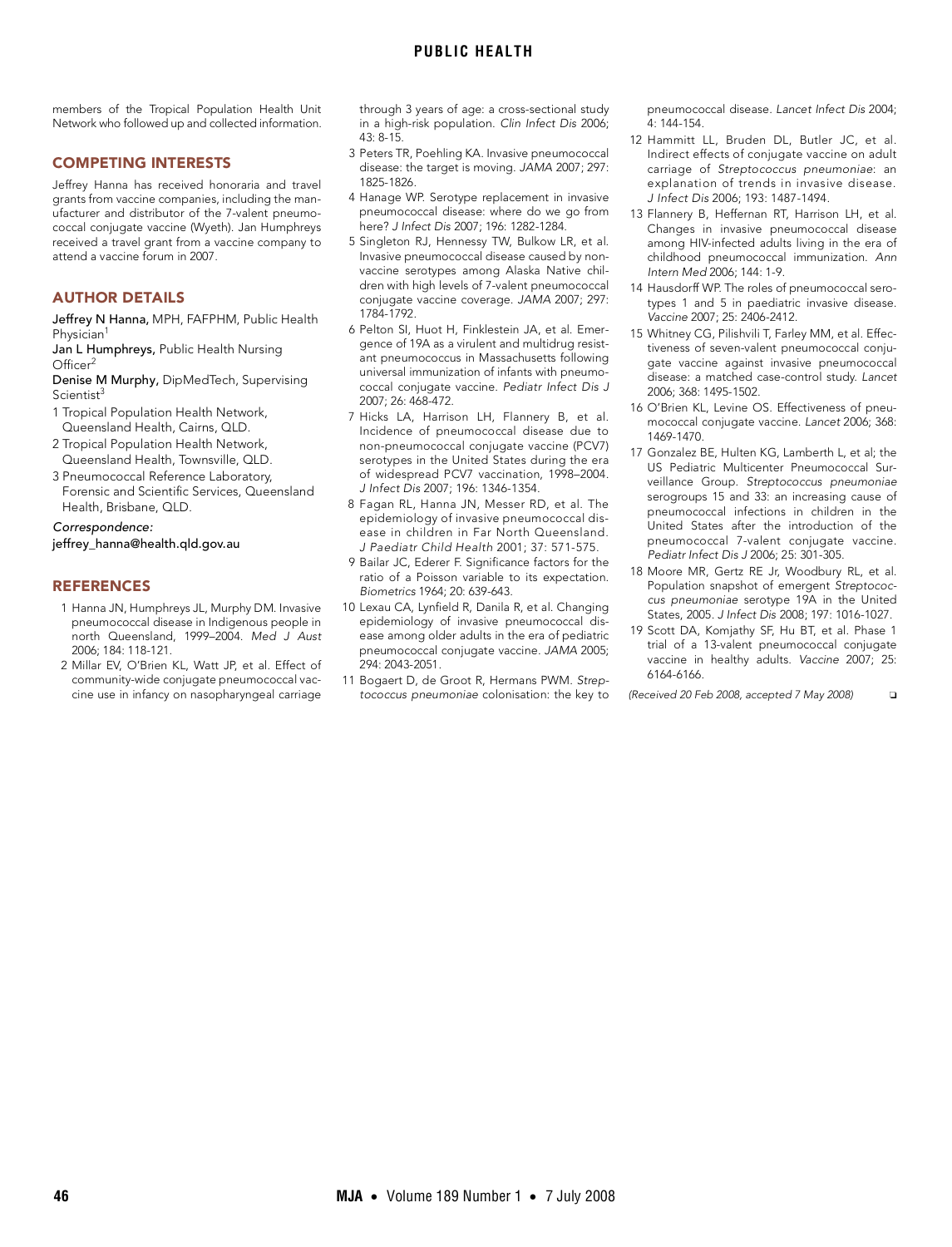members of the Tropical Population Health Unit Network who followed up and collected information.

## COMPETING INTERESTS

Jeffrey Hanna has received honoraria and travel grants from vaccine companies, including the manufacturer and distributor of the 7-valent pneumococcal conjugate vaccine (Wyeth). Jan Humphreys received a travel grant from a vaccine company to attend a vaccine forum in 2007.

## AUTHOR DETAILS

**Jeffrey N Hanna,** MPH, FAFPHM, Public Health Physician[1]
**Jan L Humphreys,** Public Health Nursing Officer[2]
**Denise M Murphy,** DipMedTech, Supervising Scientist[3]

1 Tropical Population Health Network, Queensland Health, Cairns, QLD.
2 Tropical Population Health Network, Queensland Health, Townsville, QLD.
3 Pneumococcal Reference Laboratory, Forensic and Scientific Services, Queensland Health, Brisbane, QLD.

*Correspondence:*
jeffrey_hanna@health.qld.gov.au

## REFERENCES

1 Hanna JN, Humphreys JL, Murphy DM. Invasive pneumococcal disease in Indigenous people in north Queensland, 1999–2004. *Med J Aust* 2006; 184: 118-121.

2 Millar EV, O'Brien KL, Watt JP, et al. Effect of community-wide conjugate pneumococcal vaccine use in infancy on nasopharyngeal carriage through 3 years of age: a cross-sectional study in a high-risk population. *Clin Infect Dis* 2006; 43: 8-15.

3 Peters TR, Poehling KA. Invasive pneumococcal disease: the target is moving. *JAMA* 2007; 297: 1825-1826.

4 Hanage WP. Serotype replacement in invasive pneumococcal disease: where do we go from here? *J Infect Dis* 2007; 196: 1282-1284.

5 Singleton RJ, Hennessy TW, Bulkow LR, et al. Invasive pneumococcal disease caused by nonvaccine serotypes among Alaska Native children with high levels of 7-valent pneumococcal conjugate vaccine coverage. *JAMA* 2007; 297: 1784-1792.

6 Pelton SI, Huot H, Finklestein JA, et al. Emergence of 19A as a virulent and multidrug resistant pneumococcus in Massachusetts following universal immunization of infants with pneumococcal conjugate vaccine. *Pediatr Infect Dis J* 2007; 26: 468-472.

7 Hicks LA, Harrison LH, Flannery B, et al. Incidence of pneumococcal disease due to non-pneumococcal conjugate vaccine (PCV7) serotypes in the United States during the era of widespread PCV7 vaccination, 1998–2004. *J Infect Dis* 2007; 196: 1346-1354.

8 Fagan RL, Hanna JN, Messer RD, et al. The epidemiology of invasive pneumococcal disease in children in Far North Queensland. *J Paediatr Child Health* 2001; 37: 571-575.

9 Bailar JC, Ederer F. Significance factors for the ratio of a Poisson variable to its expectation. *Biometrics* 1964; 20: 639-643.

10 Lexau CA, Lynfield R, Danila R, et al. Changing epidemiology of invasive pneumococcal disease among older adults in the era of pediatric pneumococcal conjugate vaccine. *JAMA* 2005; 294: 2043-2051.

11 Bogaert D, de Groot R, Hermans PWM. *Streptococcus pneumoniae* colonisation: the key to pneumococcal disease. *Lancet Infect Dis* 2004; 4: 144-154.

12 Hammitt LL, Bruden DL, Butler JC, et al. Indirect effects of conjugate vaccine on adult carriage of *Streptococcus pneumoniae*: an explanation of trends in invasive disease. *J Infect Dis* 2006; 193: 1487-1494.

13 Flannery B, Heffernan RT, Harrison LH, et al. Changes in invasive pneumococcal disease among HIV-infected adults living in the era of childhood pneumococcal immunization. *Ann Intern Med* 2006; 144: 1-9.

14 Hausdorff WP. The roles of pneumococcal serotypes 1 and 5 in paediatric invasive disease. *Vaccine* 2007; 25: 2406-2412.

15 Whitney CG, Pilishvili T, Farley MM, et al. Effectiveness of seven-valent pneumococcal conjugate vaccine against invasive pneumococcal disease: a matched case-control study. *Lancet* 2006; 368: 1495-1502.

16 O'Brien KL, Levine OS. Effectiveness of pneumococcal conjugate vaccine. *Lancet* 2006; 368: 1469-1470.

17 Gonzalez BE, Hulten KG, Lamberth L, et al; the US Pediatric Multicenter Pneumococcal Surveillance Group. *Streptococcus pneumoniae* serogroups 15 and 33: an increasing cause of pneumococcal infections in children in the United States after the introduction of the pneumococcal 7-valent conjugate vaccine. *Pediatr Infect Dis J* 2006; 25: 301-305.

18 Moore MR, Gertz RE Jr, Woodbury RL, et al. Population snapshot of emergent *Streptococcus pneumoniae* serotype 19A in the United States, 2005. *J Infect Dis* 2008; 197: 1016-1027.

19 Scott DA, Komjathy SF, Hu BT, et al. Phase 1 trial of a 13-valent pneumococcal conjugate vaccine in healthy adults. *Vaccine* 2007; 25: 6164-6166.

*(Received 20 Feb 2008, accepted 7 May 2008)*